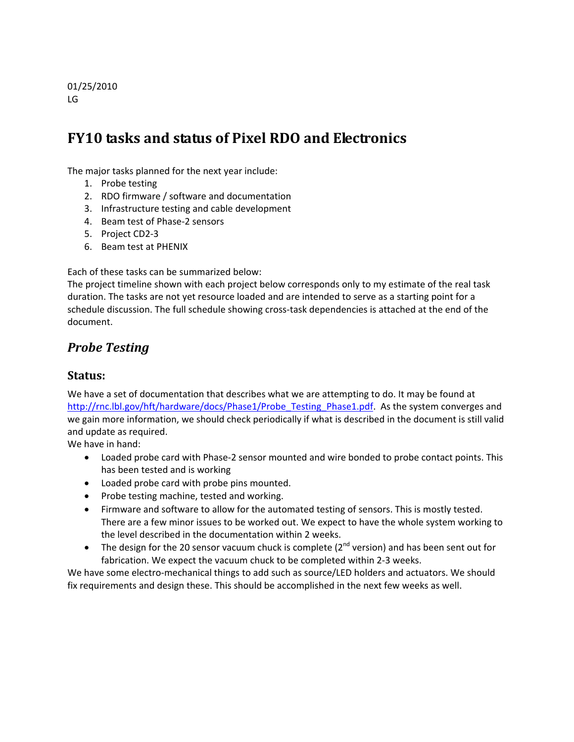01/25/2010
LG

# FY10 tasks and status of Pixel RDO and Electronics

The major tasks planned for the next year include:

1. Probe testing
2. RDO firmware / software and documentation
3. Infrastructure testing and cable development
4. Beam test of Phase-2 sensors
5. Project CD2-3
6. Beam test at PHENIX

Each of these tasks can be summarized below:
The project timeline shown with each project below corresponds only to my estimate of the real task duration. The tasks are not yet resource loaded and are intended to serve as a starting point for a schedule discussion. The full schedule showing cross-task dependencies is attached at the end of the document.

## *Probe Testing*

### Status:

We have a set of documentation that describes what we are attempting to do. It may be found at [http://rnc.lbl.gov/hft/hardware/docs/Phase1/Probe_Testing_Phase1.pdf](http://rnc.lbl.gov/hft/hardware/docs/Phase1/Probe_Testing_Phase1.pdf). As the system converges and we gain more information, we should check periodically if what is described in the document is still valid and update as required.
We have in hand:

- Loaded probe card with Phase-2 sensor mounted and wire bonded to probe contact points. This has been tested and is working
- Loaded probe card with probe pins mounted.
- Probe testing machine, tested and working.
- Firmware and software to allow for the automated testing of sensors. This is mostly tested. There are a few minor issues to be worked out. We expect to have the whole system working to the level described in the documentation within 2 weeks.
- The design for the 20 sensor vacuum chuck is complete (2nd version) and has been sent out for fabrication. We expect the vacuum chuck to be completed within 2-3 weeks.

We have some electro-mechanical things to add such as source/LED holders and actuators. We should fix requirements and design these. This should be accomplished in the next few weeks as well.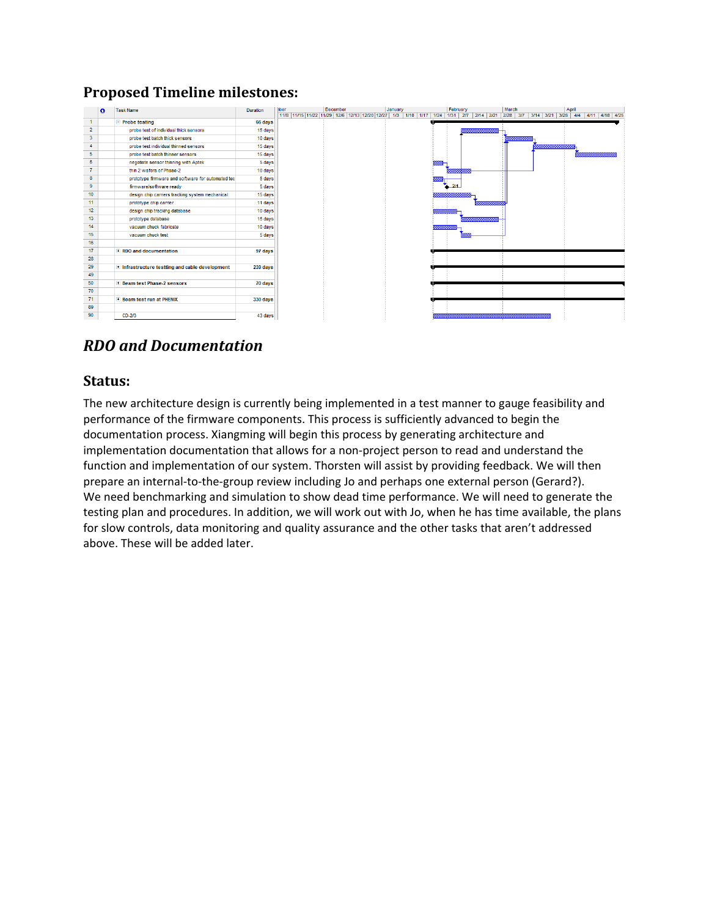## Proposed Timeline milestones:

| | Task Name | Duration |
|---|---|---|
| 1 | Probe testing | 66 days |
| 2 | probe test of individual thick sensors | 15 days |
| 3 | probe test batch thick sensors | 10 days |
| 4 | probe test individual thinned sensors | 15 days |
| 5 | probe test batch thinner sensors | 15 days |
| 6 | negotiate sensor thinning with Aptek | 5 days |
| 7 | thin 2 wafers of Phase-2 | 10 days |
| 8 | prototype firmware and software for automated tes | 5 days |
| 9 | firmware/software ready | 5 days |
| 10 | design chip carriers tracking system mechanical | 15 days |
| 11 | prototype chip carrier | 11 days |
| 12 | design chip tracking database | 10 days |
| 13 | prototype database | 15 days |
| 14 | vacuum chuck fabricate | 10 days |
| 15 | vacuum chuck test | 5 days |
| 16 | | |
| 17 | RDO and documentation | 97 days |
| 28 | | |
| 29 | Infrastructure testting and cable development | 239 days |
| 49 | | |
| 50 | Beam test Phase-2 sensors | 70 days |
| 70 | | |
| 71 | Beam test run at PHENIX | 330 days |
| 89 | | |
| 90 | CD-2/3 | 43 days |

# *RDO and Documentation*

## Status:

The new architecture design is currently being implemented in a test manner to gauge feasibility and performance of the firmware components. This process is sufficiently advanced to begin the documentation process. Xiangming will begin this process by generating architecture and implementation documentation that allows for a non-project person to read and understand the function and implementation of our system. Thorsten will assist by providing feedback. We will then prepare an internal-to-the-group review including Jo and perhaps one external person (Gerard?). We need benchmarking and simulation to show dead time performance. We will need to generate the testing plan and procedures. In addition, we will work out with Jo, when he has time available, the plans for slow controls, data monitoring and quality assurance and the other tasks that aren't addressed above. These will be added later.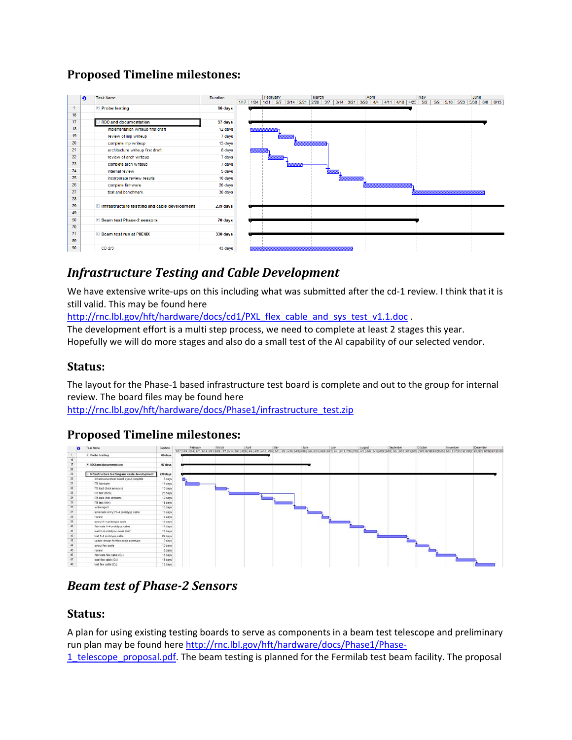### Proposed Timeline milestones:

| | Task Name | Duration |
|---|---|---|
| 1 | Probe testing | 66 days |
| 16 | | |
| 17 | RDO and documentation | 97 days |
| 18 | implementation writeup first draft | 12 days |
| 19 | review of imp writeup | 7 days |
| 20 | complete imp writeup | 13 days |
| 21 | architecture writeup first draft | 8 days |
| 22 | review of arch writeup | 7 days |
| 23 | complete arch writeup | 7 days |
| 24 | internal review | 5 days |
| 25 | incorporate review results | 10 days |
| 26 | complete firmware | 20 days |
| 27 | test and benchmark | 30 days |
| 28 | | |
| 29 | Infrastructure testting and cable development | 239 days |
| 49 | | |
| 50 | Beam test Phase-2 sensors | 70 days |
| 70 | | |
| 71 | Beam test run at PHENIX | 330 days |
| 89 | | |
| 90 | CD-2/3 | 43 days |

## *Infrastructure Testing and Cable Development*

We have extensive write-ups on this including what was submitted after the cd-1 review. I think that it is still valid. This may be found here
http://rnc.lbl.gov/hft/hardware/docs/cd1/PXL_flex_cable_and_sys_test_v1.1.doc .
The development effort is a multi step process, we need to complete at least 2 stages this year. Hopefully we will do more stages and also do a small test of the Al capability of our selected vendor.

### Status:

The layout for the Phase-1 based infrastructure test board is complete and out to the group for internal review. The board files may be found here
http://rnc.lbl.gov/hft/hardware/docs/Phase1/infrastructure_test.zip

### Proposed Timeline milestones:

| | Task Name | Duration |
|---|---|---|
| 1 | Probe testing | 66 days |
| 16 | | |
| 17 | RDO and documentation | 97 days |
| 28 | | |
| 29 | Infrastructure testting and cable development | 239 days |
| 30 | infrastructure test board layout complete | 3 days |
| 31 | ITB fabricate | 11 days |
| 32 | ITB load (thick sensors) | 10 days |
| 33 | ITB test (thick) | 25 days |
| 34 | ITB load (thin sensors) | 10 days |
| 35 | ITB test (thin) | 15 days |
| 36 | write report | 10 days |
| 37 | schematic entry FR-4 prototype cable | 11 days |
| 38 | review | 6 days |
| 39 | layout fr-4 prototype cable | 16 days |
| 40 | fabricate fr-4 prototype cable | 11 days |
| 41 | load fr-4 prototype cable (thin) | 10 days |
| 42 | test fr-4 prototype cable | 30 days |
| 43 | update design for flex cable prototype | 7 days |
| 44 | layout flex cable | 10 days |
| 45 | review | 6 days |
| 46 | fabricate flex cable (Cu) | 15 days |
| 47 | load flex cable (Cu) | 15 days |
| 48 | test flex cable (Cu) | 15 days |

## *Beam test of Phase-2 Sensors*

### Status:

A plan for using existing testing boards to serve as components in a beam test telescope and preliminary run plan may be found here http://rnc.lbl.gov/hft/hardware/docs/Phase1/Phase-1_telescope_proposal.pdf. The beam testing is planned for the Fermilab test beam facility. The proposal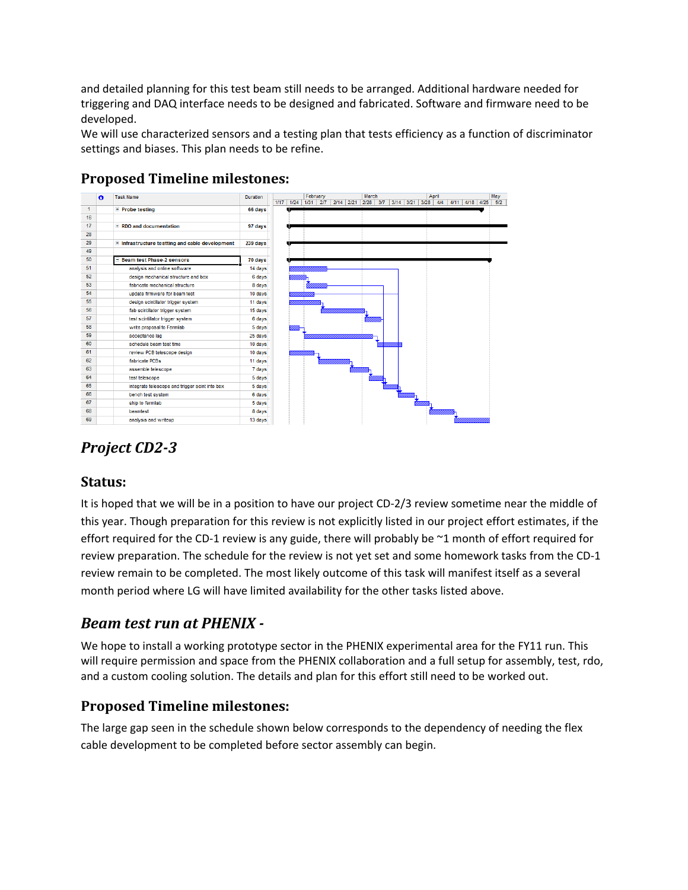and detailed planning for this test beam still needs to be arranged. Additional hardware needed for triggering and DAQ interface needs to be designed and fabricated. Software and firmware need to be developed.
We will use characterized sensors and a testing plan that tests efficiency as a function of discriminator settings and biases. This plan needs to be refine.

### Proposed Timeline milestones:

| | Task Name | Duration |
|---|---|---|
| 1 | + Probe testing | 66 days |
| 16 | | |
| 17 | + RDO and documentation | 97 days |
| 28 | | |
| 29 | + Infrastructure testing and cable development | 239 days |
| 49 | | |
| 50 | − Beam test Phase-2 sensors | 70 days |
| 51 | analysis and online software | 14 days |
| 52 | design mechanical structure and box | 6 days |
| 53 | fabricate mechanical structure | 8 days |
| 54 | update firmware for beam test | 10 days |
| 55 | design scintillator trigger system | 11 days |
| 56 | fab scintillator trigger system | 15 days |
| 57 | test scintillator trigger system | 6 days |
| 58 | write proposal to Fermilab | 5 days |
| 59 | acceptance lag | 25 days |
| 60 | schedule beam test time | 10 days |
| 61 | review PCB telescope design | 10 days |
| 62 | fabricate PCBs | 11 days |
| 63 | assemble telescope | 7 days |
| 64 | test telescope | 5 days |
| 65 | integrate telescope and trigger scint into box | 5 days |
| 66 | bench test system | 6 days |
| 67 | ship to fermilab | 5 days |
| 68 | beamtest | 8 days |
| 69 | analysis and writeup | 13 days |

## *Project CD2-3*

### Status:

It is hoped that we will be in a position to have our project CD-2/3 review sometime near the middle of this year. Though preparation for this review is not explicitly listed in our project effort estimates, if the effort required for the CD-1 review is any guide, there will probably be ~1 month of effort required for review preparation. The schedule for the review is not yet set and some homework tasks from the CD-1 review remain to be completed. The most likely outcome of this task will manifest itself as a several month period where LG will have limited availability for the other tasks listed above.

## *Beam test run at PHENIX -*

We hope to install a working prototype sector in the PHENIX experimental area for the FY11 run. This will require permission and space from the PHENIX collaboration and a full setup for assembly, test, rdo, and a custom cooling solution. The details and plan for this effort still need to be worked out.

### Proposed Timeline milestones:

The large gap seen in the schedule shown below corresponds to the dependency of needing the flex cable development to be completed before sector assembly can begin.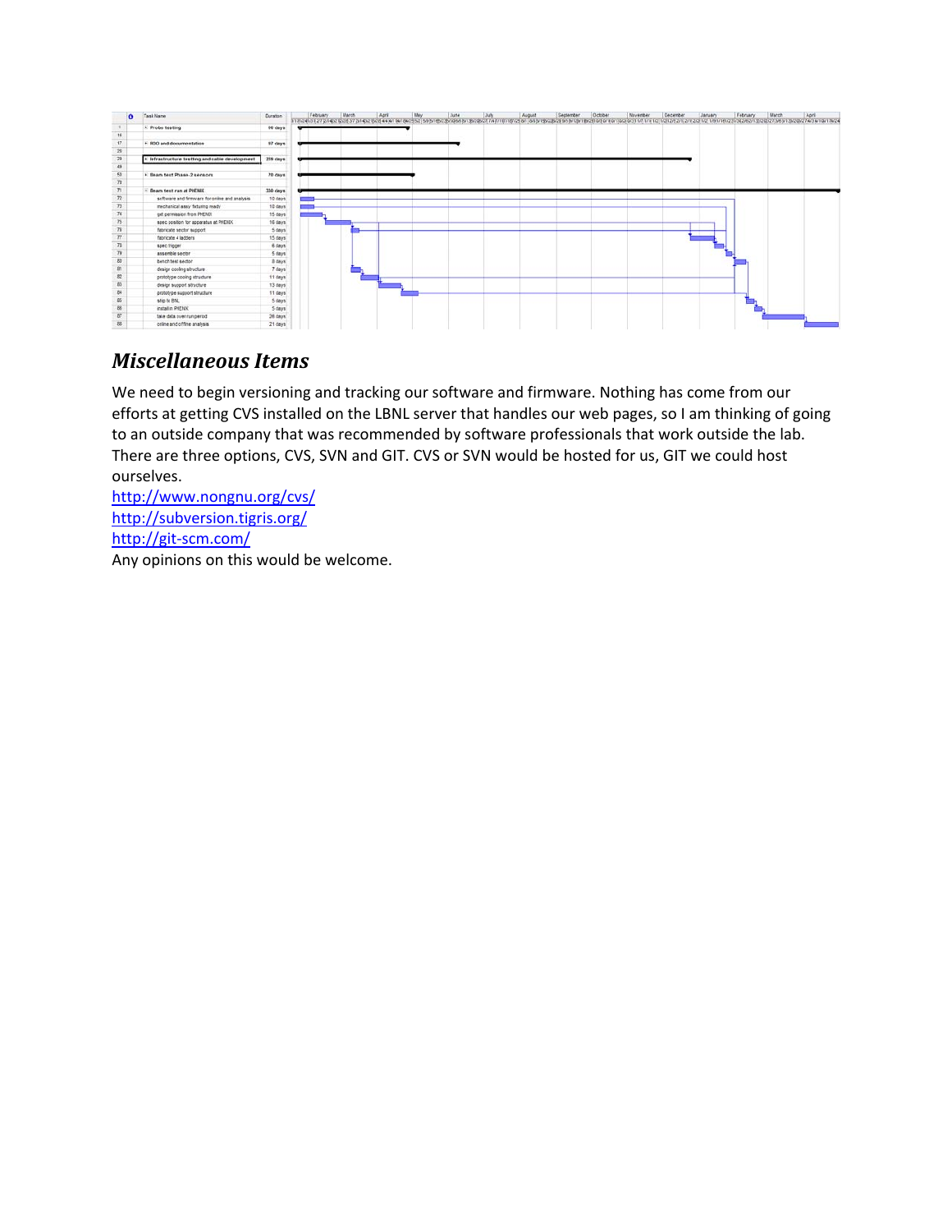| | Task Name | Duration |
|---|---|---|
| 1 | Proto testing | 99 days |
| 16 | | |
| 17 | RDO and documentation | 97 days |
| 28 | | |
| 29 | Infrastructure testing and cable development | 319 days |
| 49 | | |
| 53 | Beam test Phase-2 sensors | 70 days |
| 70 | | |
| 71 | Beam test run at PHENIX | 330 days |
| 72 | software and firmware for online and analysis | 10 days |
| 73 | mechanical assy fixturing ready | 10 days |
| 74 | get permission from PHENIX | 15 days |
| 75 | spec position for apparatus at PHENIX | 16 days |
| 76 | fabricate sector support | 5 days |
| 77 | fabricate 4 ladders | 15 days |
| 78 | spec trigger | 6 days |
| 79 | assemble sector | 5 days |
| 80 | bench test sector | 8 days |
| 81 | design cooling structure | 7 days |
| 82 | prototype cooling structure | 11 days |
| 83 | design support structure | 13 days |
| 84 | prototype support structure | 11 days |
| 85 | ship to BNL | 5 days |
| 86 | install in PHENIX | 5 days |
| 87 | take data over run period | 26 days |
| 88 | online and offline analysis | 21 days |

## *Miscellaneous Items*

We need to begin versioning and tracking our software and firmware. Nothing has come from our efforts at getting CVS installed on the LBNL server that handles our web pages, so I am thinking of going to an outside company that was recommended by software professionals that work outside the lab. There are three options, CVS, SVN and GIT. CVS or SVN would be hosted for us, GIT we could host ourselves.

http://www.nongnu.org/cvs/
http://subversion.tigris.org/
http://git-scm.com/

Any opinions on this would be welcome.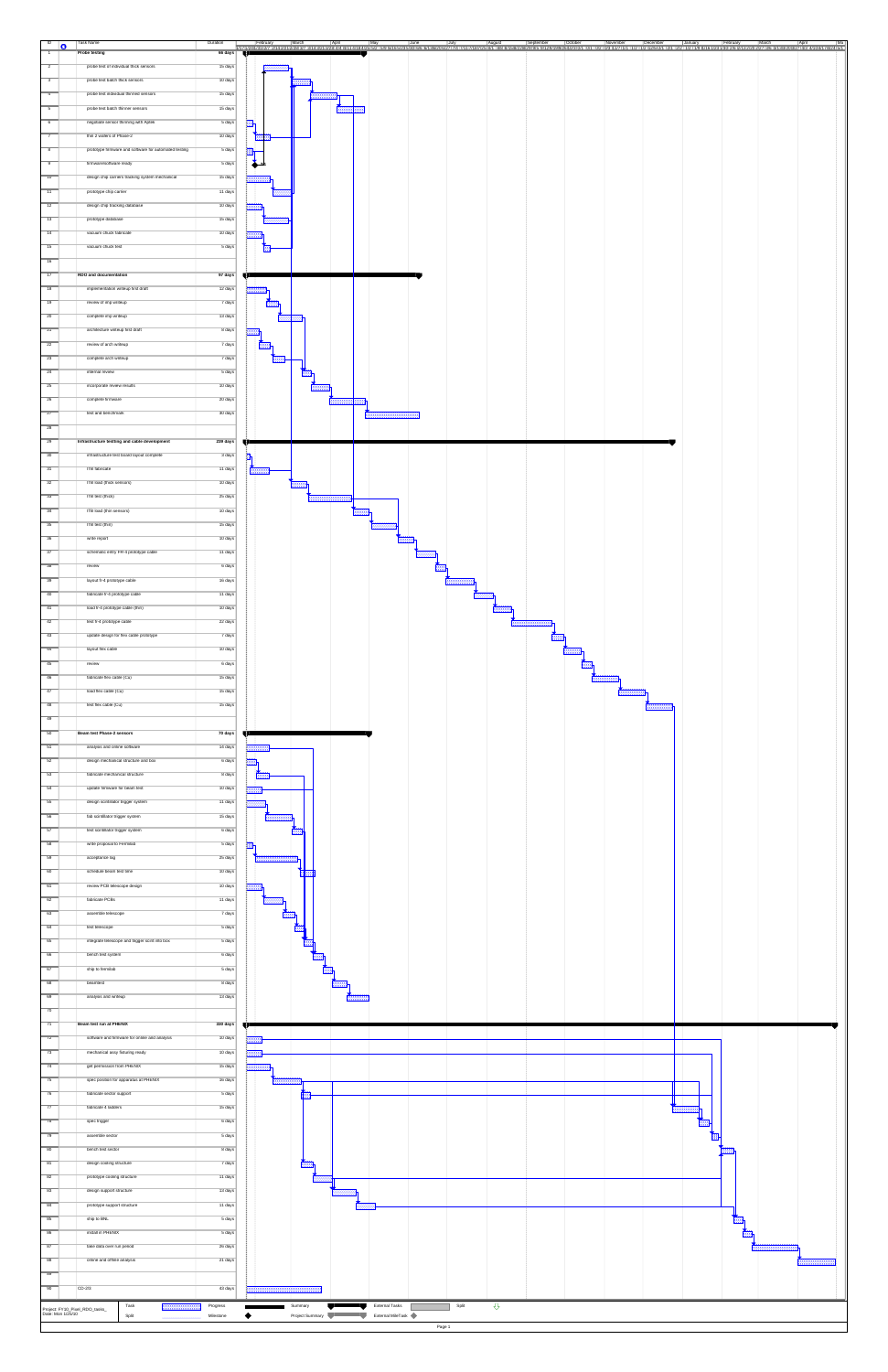| ID | Task Name | Duration |
| --- | --- | --- |
| 1 | **Probe testing** | **66 days** |
| 2 | probe test of individual thick sensors | 15 days |
| 3 | probe test batch thick sensors | 10 days |
| 4 | probe test individual thinned sensors | 15 days |
| 5 | probe test batch thinner sensors | 15 days |
| 6 | negotiate sensor thinning with Aptek | 5 days |
| 7 | thin 2 wafers of Phase-2 | 10 days |
| 8 | prototype firmware and software for automated testing | 5 days |
| 9 | firmware/software ready | 5 days |
| 10 | design chip carriers tracking system mechanical | 15 days |
| 11 | prototype chip carrier | 11 days |
| 12 | design chip tracking database | 10 days |
| 13 | prototype database | 15 days |
| 14 | vacuum chuck fabricate | 10 days |
| 15 | vacuum chuck test | 5 days |
| 16 | | |
| 17 | **RDO and documentation** | **97 days** |
| 18 | implementation writeup first draft | 12 days |
| 19 | review of imp writeup | 7 days |
| 20 | complete imp writeup | 13 days |
| 21 | architecture writeup first draft | 8 days |
| 22 | review of arch writeup | 7 days |
| 23 | complete arch writeup | 7 days |
| 24 | internal review | 5 days |
| 25 | incorporate review results | 10 days |
| 26 | complete firmware | 20 days |
| 27 | test and benchmark | 30 days |
| 28 | | |
| 29 | **Infrastructure testing and cable development** | **239 days** |
| 30 | infrastructure test board layout complete | 3 days |
| 31 | ITB fabricate | 11 days |
| 32 | ITB load (thick sensors) | 10 days |
| 33 | ITB test (thick) | 25 days |
| 34 | ITB load (thin sensors) | 10 days |
| 35 | ITB test (thin) | 15 days |
| 36 | write report | 10 days |
| 37 | schematic entry FR-4 prototype cable | 11 days |
| 38 | review | 6 days |
| 39 | layout fr-4 prototype cable | 16 days |
| 40 | fabricate fr-4 prototype cable | 11 days |
| 41 | load fr-4 prototype cable (thin) | 10 days |
| 42 | test fr-4 prototype cable | 22 days |
| 43 | update design for flex cable prototype | 7 days |
| 44 | layout flex cable | 10 days |
| 45 | review | 6 days |
| 46 | fabricate flex cable (Cu) | 15 days |
| 47 | load flex cable (Cu) | 15 days |
| 48 | test flex cable (Cu) | 15 days |
| 49 | | |
| 50 | **Beam test Phase-2 sensors** | **70 days** |
| 51 | analysis and online software | 14 days |
| 52 | design mechanical structure and box | 6 days |
| 53 | fabricate mechanical structure | 8 days |
| 54 | update firmware for beam test | 10 days |
| 55 | design scintillator trigger system | 11 days |
| 56 | fab scintillator trigger system | 15 days |
| 57 | test scintillator trigger system | 6 days |
| 58 | write proposal to Fermilab | 5 days |
| 59 | acceptance lag | 25 days |
| 60 | schedule beam test time | 10 days |
| 61 | review PCB telescope design | 10 days |
| 62 | fabricate PCBs | 11 days |
| 63 | assemble telescope | 7 days |
| 64 | test telescope | 5 days |
| 65 | integrate telescope and trigger scint into box | 5 days |
| 66 | bench test system | 6 days |
| 67 | ship to fermilab | 5 days |
| 68 | beamtest | 9 days |
| 69 | analysis and writeup | 13 days |
| 70 | | |
| 71 | **Beam test run at PHENIX** | **339 days** |
| 72 | software and firmware for online and analysis | 10 days |
| 73 | mechanical assy fixturing ready | 10 days |
| 74 | get permission from PHENIX | 15 days |
| 75 | spec position for apparatus at PHENIX | 20 days |
| 76 | fabricate sector support | 5 days |
| 77 | fabricate 4 ladders | 16 days |
| 78 | spec trigger | 6 days |
| 79 | assemble sector | 5 days |
| 80 | bench test sector | 8 days |
| 81 | design cooling structure | 7 days |
| 82 | prototype cooling structure | 11 days |
| 83 | design support structure | 13 days |
| 84 | prototype support structure | 11 days |
| 85 | ship to BNL | 5 days |
| 86 | install in PHENIX | 5 days |
| 87 | take data over run period | 29 days |
| 88 | online and offline analysis | 21 days |
| 89 | | |
| 90 | CD-2/3 | 43 days |

Project: FY10_Pixel_RDO_tasks_
Date: Mon 1/25/10

Task | Progress | Summary | External Tasks | Split | Split | Milestone | Project Summary | External MileTask